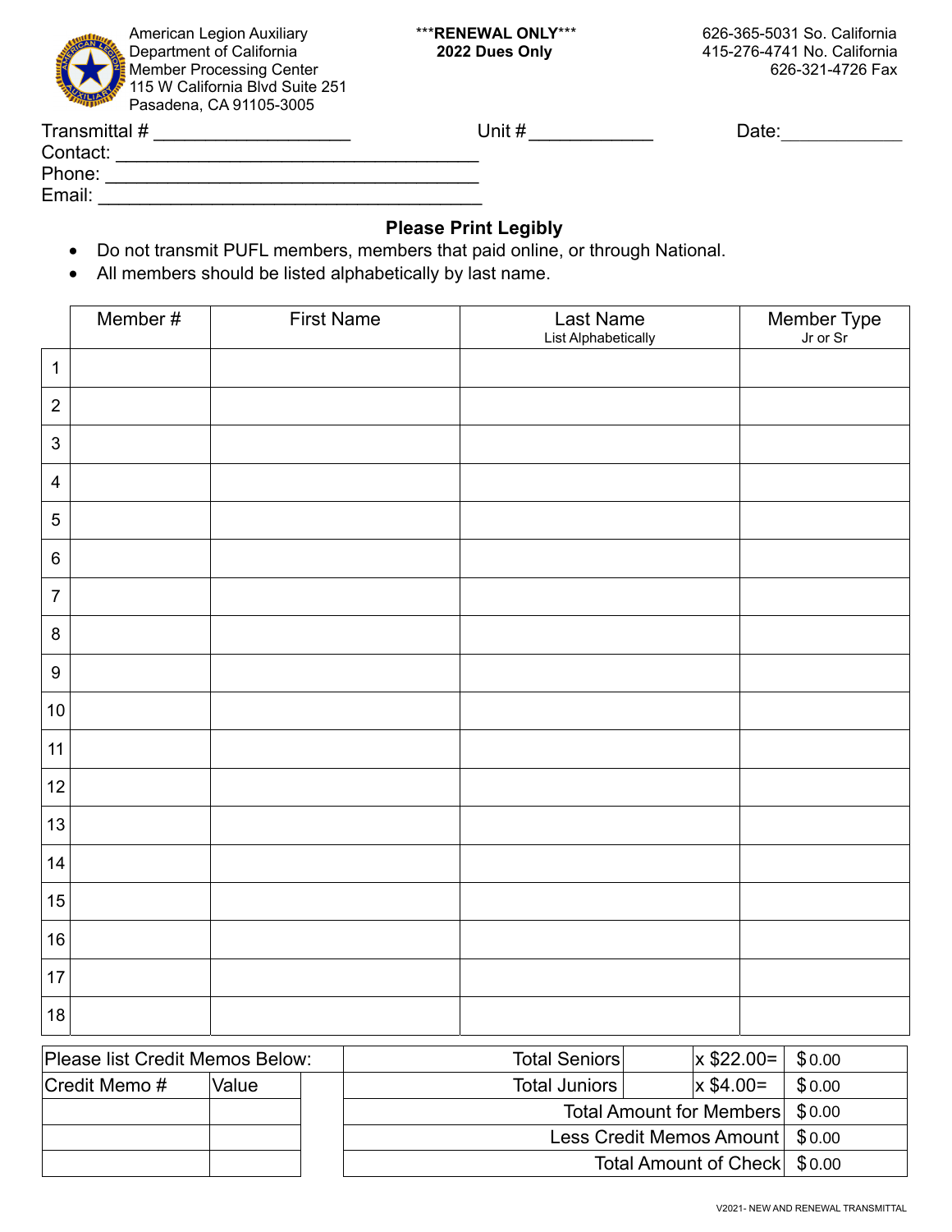American Legion Auxiliary
Department of California
Member Processing Center
115 W California Blvd Suite 251
Pasadena, CA 91105-3005

***RENEWAL ONLY***
**2022 Dues Only**

626-365-5031 So. California
415-276-4741 No. California
626-321-4726 Fax

Transmittal # ___________________ Unit # ____________ Date: ____________

Contact: ___________________________________

Phone: ____________________________________

Email: ____________________________________

**Please Print Legibly**

- Do not transmit PUFL members, members that paid online, or through National.
- All members should be listed alphabetically by last name.

| | Member # | First Name | Last Name List Alphabetically | Member Type Jr or Sr |
|---|---|---|---|---|
| 1 | | | | |
| 2 | | | | |
| 3 | | | | |
| 4 | | | | |
| 5 | | | | |
| 6 | | | | |
| 7 | | | | |
| 8 | | | | |
| 9 | | | | |
| 10 | | | | |
| 11 | | | | |
| 12 | | | | |
| 13 | | | | |
| 14 | | | | |
| 15 | | | | |
| 16 | | | | |
| 17 | | | | |
| 18 | | | | |

| Please list Credit Memos Below: | |
|---|---|
| Credit Memo # | Value |
| | |
| | |
| | |

| | | | |
|---|---|---|---|
| Total Seniors | | x $22.00= | $0.00 |
| Total Juniors | | x $4.00= | $0.00 |
| Total Amount for Members | | | $0.00 |
| Less Credit Memos Amount | | | $0.00 |
| Total Amount of Check | | | $0.00 |

V2021- NEW AND RENEWAL TRANSMITTAL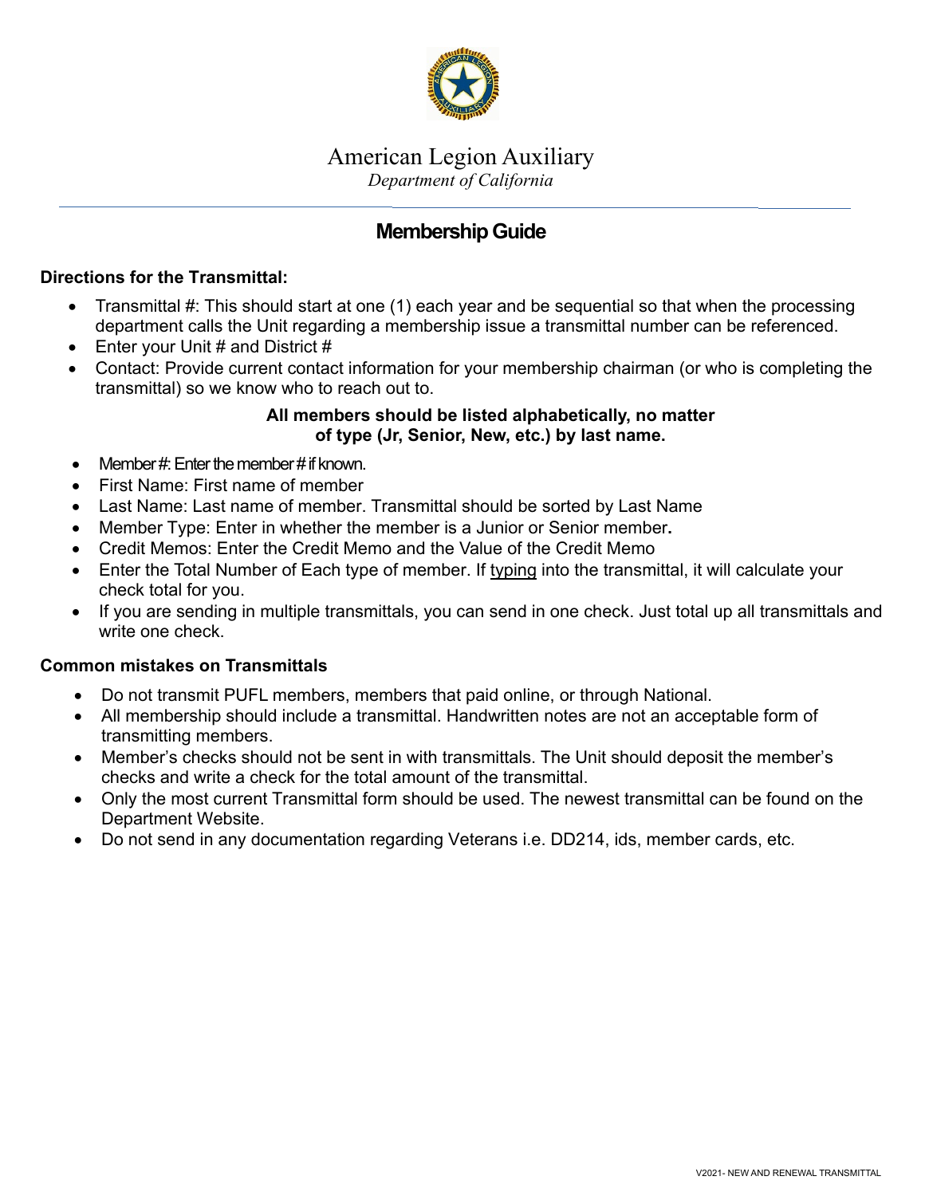American Legion Auxiliary

*Department of California*

# Membership Guide

**Directions for the Transmittal:**

- Transmittal #: This should start at one (1) each year and be sequential so that when the processing department calls the Unit regarding a membership issue a transmittal number can be referenced.
- Enter your Unit # and District #
- Contact: Provide current contact information for your membership chairman (or who is completing the transmittal) so we know who to reach out to.

**All members should be listed alphabetically, no matter of type (Jr, Senior, New, etc.) by last name.**

- Member #: Enter the member # if known.
- First Name: First name of member
- Last Name: Last name of member. Transmittal should be sorted by Last Name
- Member Type: Enter in whether the member is a Junior or Senior member**.**
- Credit Memos: Enter the Credit Memo and the Value of the Credit Memo
- Enter the Total Number of Each type of member. If typing into the transmittal, it will calculate your check total for you.
- If you are sending in multiple transmittals, you can send in one check. Just total up all transmittals and write one check.

**Common mistakes on Transmittals**

- Do not transmit PUFL members, members that paid online, or through National.
- All membership should include a transmittal. Handwritten notes are not an acceptable form of transmitting members.
- Member's checks should not be sent in with transmittals. The Unit should deposit the member's checks and write a check for the total amount of the transmittal.
- Only the most current Transmittal form should be used. The newest transmittal can be found on the Department Website.
- Do not send in any documentation regarding Veterans i.e. DD214, ids, member cards, etc.